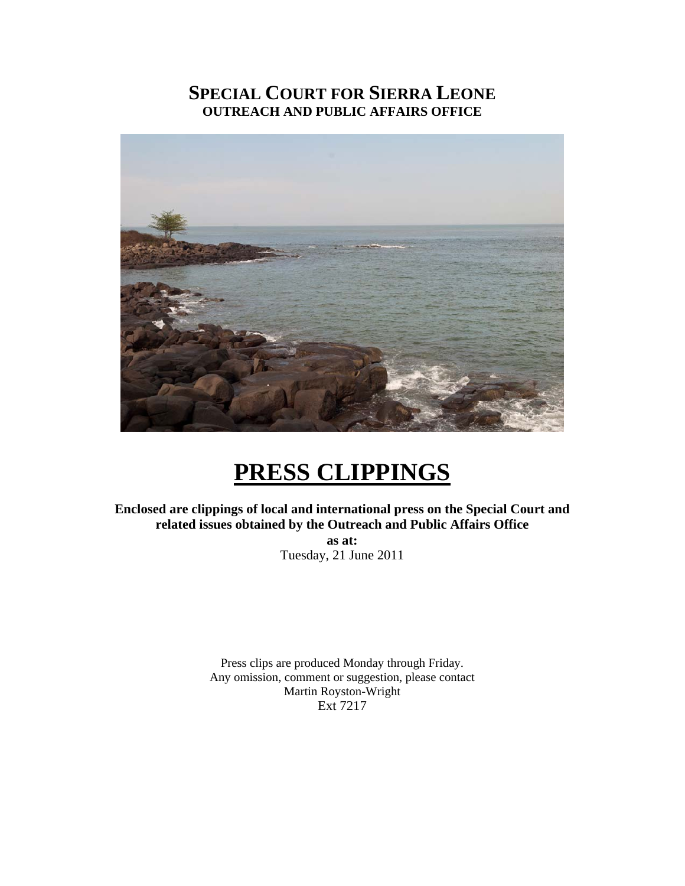# SPECIAL COURT FOR SIERRA LEONE
## OUTREACH AND PUBLIC AFFAIRS OFFICE

# PRESS CLIPPINGS

**Enclosed are clippings of local and international press on the Special Court and related issues obtained by the Outreach and Public Affairs Office**

**as at:**

Tuesday, 21 June 2011

Press clips are produced Monday through Friday.
Any omission, comment or suggestion, please contact
Martin Royston-Wright
Ext 7217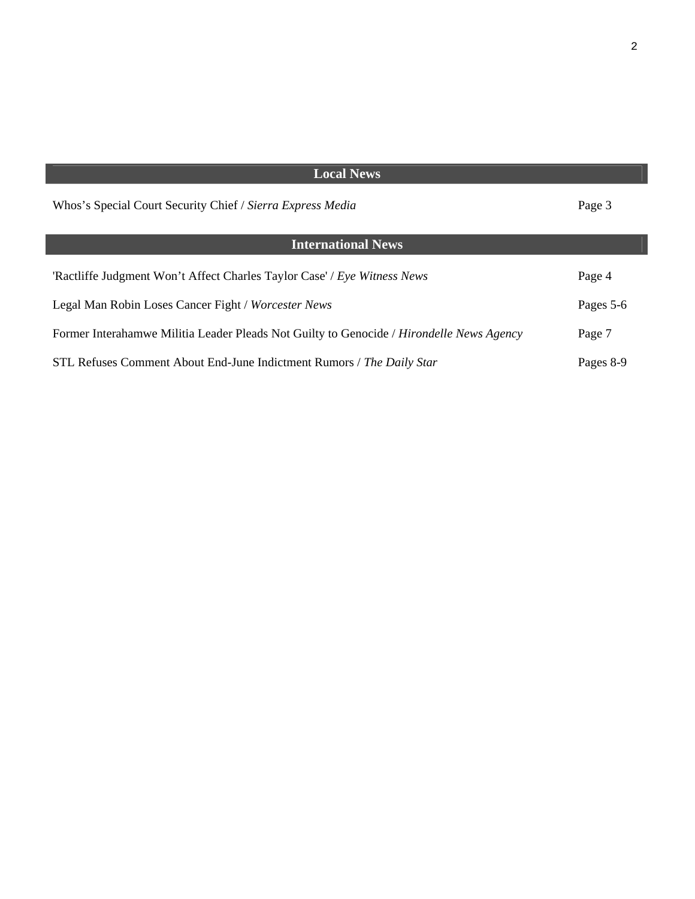## Local News

| | |
|---|---|
| Whos's Special Court Security Chief / *Sierra Express Media* | Page 3 |

## International News

| | |
|---|---|
| 'Ractliffe Judgment Won't Affect Charles Taylor Case' / *Eye Witness News* | Page 4 |
| Legal Man Robin Loses Cancer Fight / *Worcester News* | Pages 5-6 |
| Former Interahamwe Militia Leader Pleads Not Guilty to Genocide / *Hirondelle News Agency* | Page 7 |
| STL Refuses Comment About End-June Indictment Rumors / *The Daily Star* | Pages 8-9 |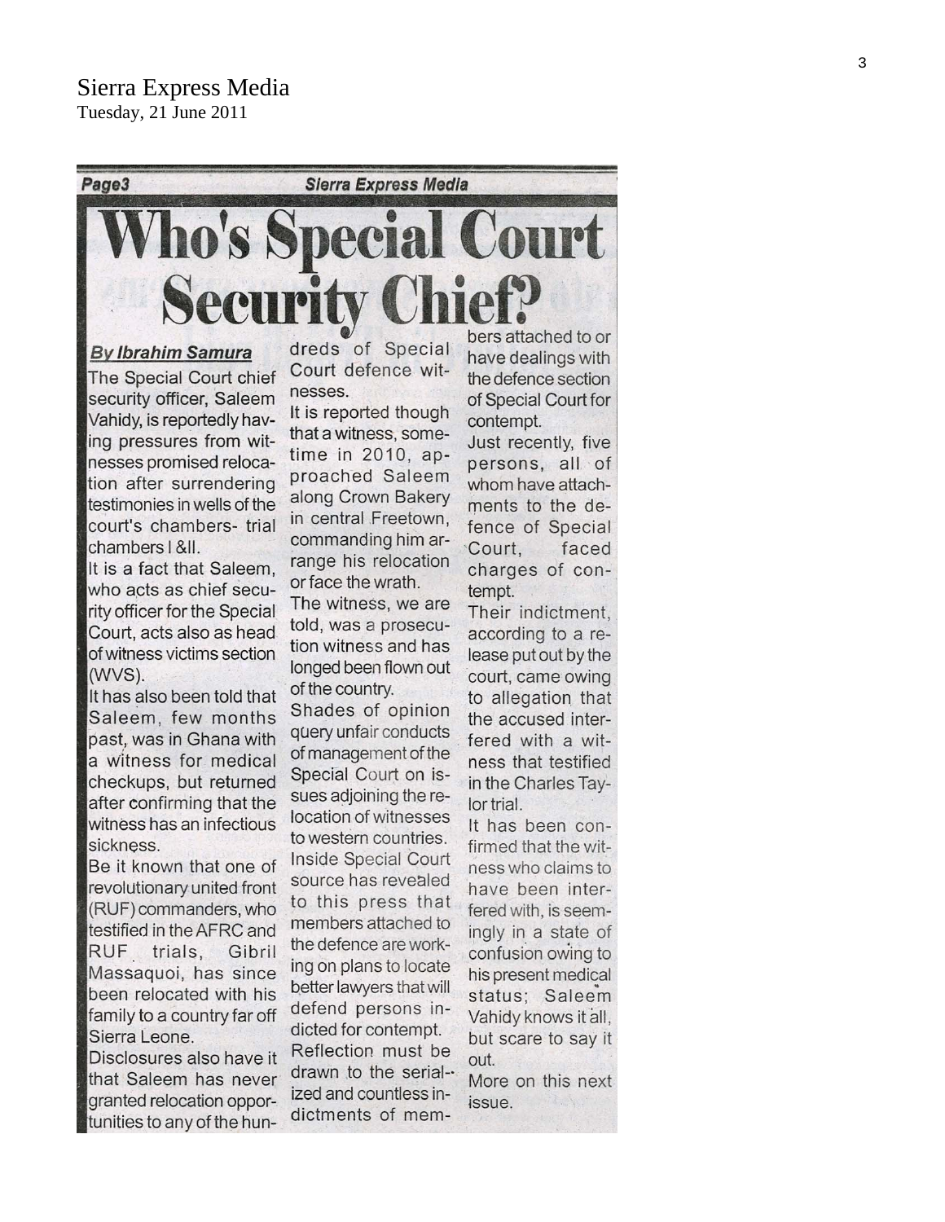Sierra Express Media
Tuesday, 21 June 2011

# Who's Special Court Security Chief?

**By Ibrahim Samura**

The Special Court chief security officer, Saleem Vahidy, is reportedly having pressures from witnesses promised relocation after surrendering testimonies in wells of the court's chambers- trial chambers I &II.

It is a fact that Saleem, who acts as chief security officer for the Special Court, acts also as head of witness victims section (WVS).

It has also been told that Saleem, few months past, was in Ghana with a witness for medical checkups, but returned after confirming that the witness has an infectious sickness.

Be it known that one of revolutionary united front (RUF) commanders, who testified in the AFRC and RUF trials, Gibril Massaquoi, has since been relocated with his family to a country far off Sierra Leone.

Disclosures also have it that Saleem has never granted relocation opportunities to any of the hundreds of Special Court defence witnesses.

It is reported though that a witness, sometime in 2010, approached Saleem along Crown Bakery in central Freetown, commanding him arrange his relocation or face the wrath.

The witness, we are told, was a prosecution witness and has longed been flown out of the country.

Shades of opinion query unfair conducts of management of the Special Court on issues adjoining the relocation of witnesses to western countries.

Inside Special Court source has revealed to this press that members attached to the defence are working on plans to locate better lawyers that will defend persons indicted for contempt.

Reflection must be drawn to the serialized and countless indictments of members attached to or have dealings with the defence section of Special Court for contempt.

Just recently, five persons, all of whom have attachments to the defence of Special Court, faced charges of contempt.

Their indictment, according to a release put out by the court, came owing to allegation that the accused interfered with a witness that testified in the Charles Taylor trial.

It has been confirmed that the witness who claims to have been interfered with, is seemingly in a state of confusion owing to his present medical status; Saleem Vahidy knows it all, but scare to say it out.

More on this next issue.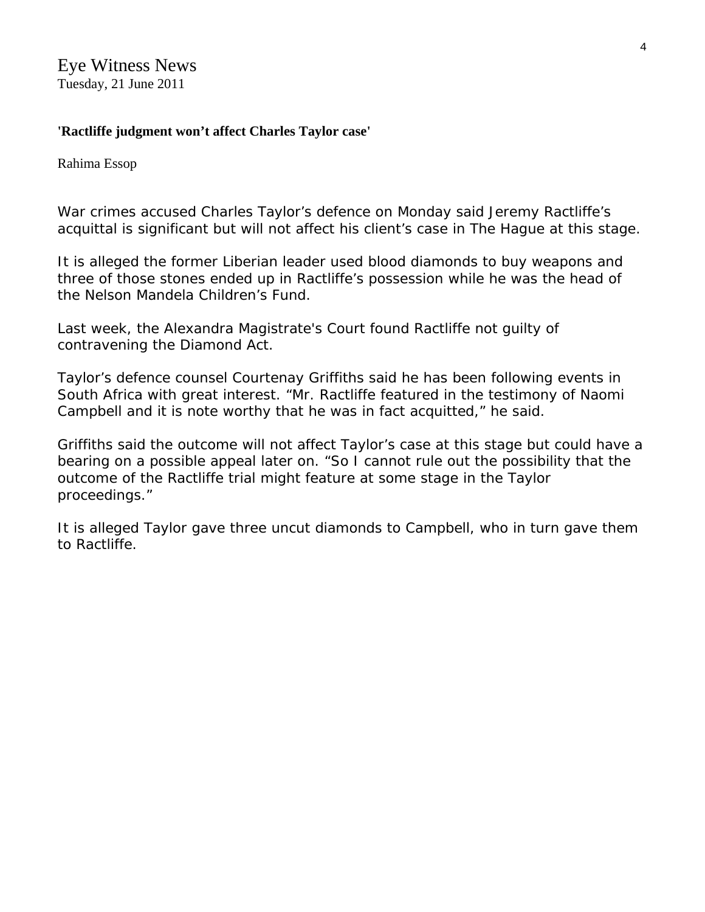Eye Witness News
Tuesday, 21 June 2011

**'Ractliffe judgment won't affect Charles Taylor case'**

Rahima Essop

War crimes accused Charles Taylor's defence on Monday said Jeremy Ractliffe's acquittal is significant but will not affect his client's case in The Hague at this stage.

It is alleged the former Liberian leader used blood diamonds to buy weapons and three of those stones ended up in Ractliffe's possession while he was the head of the Nelson Mandela Children's Fund.

Last week, the Alexandra Magistrate's Court found Ractliffe not guilty of contravening the Diamond Act.

Taylor's defence counsel Courtenay Griffiths said he has been following events in South Africa with great interest. "Mr. Ractliffe featured in the testimony of Naomi Campbell and it is note worthy that he was in fact acquitted," he said.

Griffiths said the outcome will not affect Taylor's case at this stage but could have a bearing on a possible appeal later on. "So I cannot rule out the possibility that the outcome of the Ractliffe trial might feature at some stage in the Taylor proceedings."

It is alleged Taylor gave three uncut diamonds to Campbell, who in turn gave them to Ractliffe.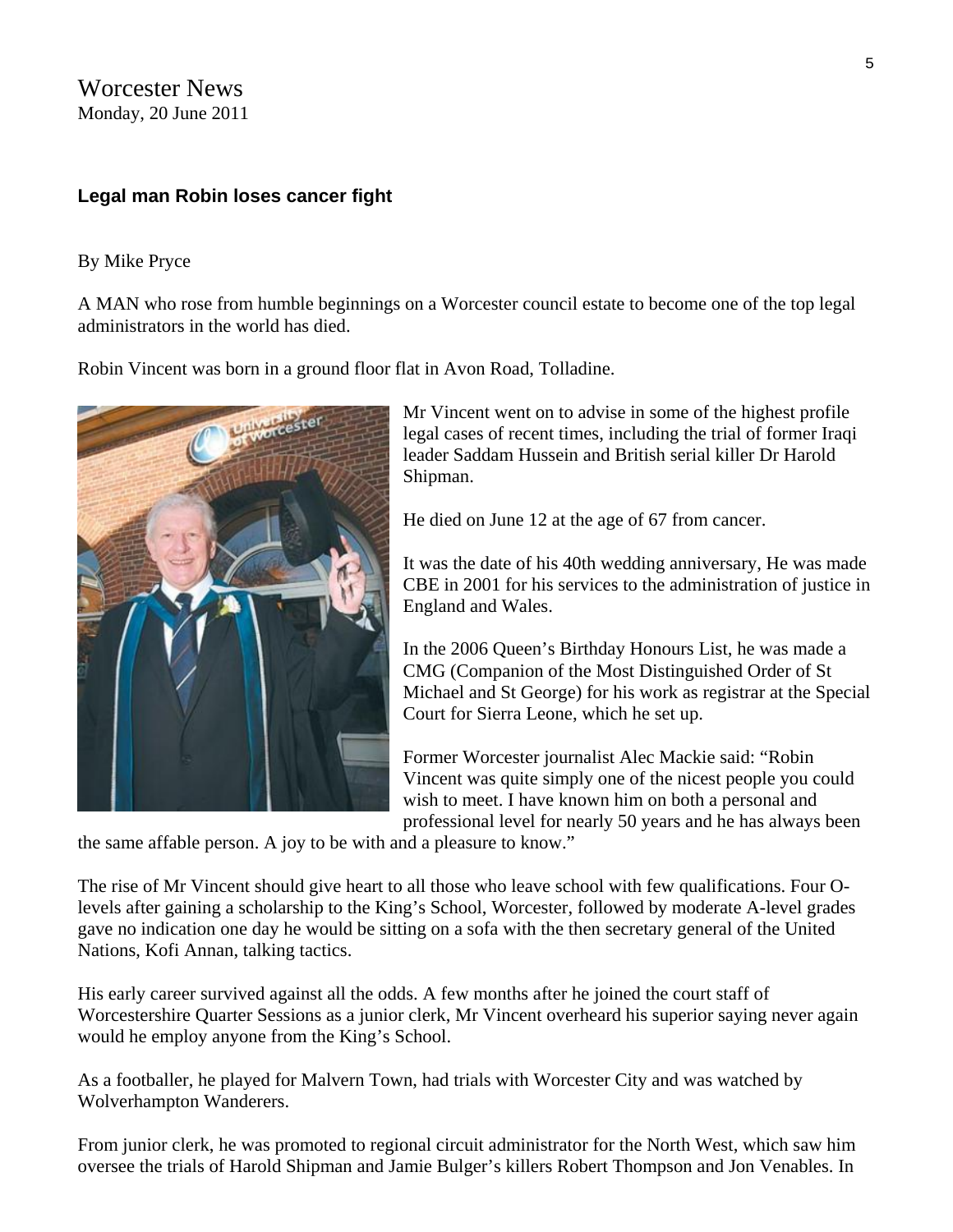Worcester News
Monday, 20 June 2011

### Legal man Robin loses cancer fight

By Mike Pryce

A MAN who rose from humble beginnings on a Worcester council estate to become one of the top legal administrators in the world has died.

Robin Vincent was born in a ground floor flat in Avon Road, Tolladine.

Mr Vincent went on to advise in some of the highest profile legal cases of recent times, including the trial of former Iraqi leader Saddam Hussein and British serial killer Dr Harold Shipman.

He died on June 12 at the age of 67 from cancer.

It was the date of his 40th wedding anniversary, He was made CBE in 2001 for his services to the administration of justice in England and Wales.

In the 2006 Queen's Birthday Honours List, he was made a CMG (Companion of the Most Distinguished Order of St Michael and St George) for his work as registrar at the Special Court for Sierra Leone, which he set up.

Former Worcester journalist Alec Mackie said: "Robin Vincent was quite simply one of the nicest people you could wish to meet. I have known him on both a personal and professional level for nearly 50 years and he has always been the same affable person. A joy to be with and a pleasure to know."

The rise of Mr Vincent should give heart to all those who leave school with few qualifications. Four O-levels after gaining a scholarship to the King's School, Worcester, followed by moderate A-level grades gave no indication one day he would be sitting on a sofa with the then secretary general of the United Nations, Kofi Annan, talking tactics.

His early career survived against all the odds. A few months after he joined the court staff of Worcestershire Quarter Sessions as a junior clerk, Mr Vincent overheard his superior saying never again would he employ anyone from the King's School.

As a footballer, he played for Malvern Town, had trials with Worcester City and was watched by Wolverhampton Wanderers.

From junior clerk, he was promoted to regional circuit administrator for the North West, which saw him oversee the trials of Harold Shipman and Jamie Bulger's killers Robert Thompson and Jon Venables. In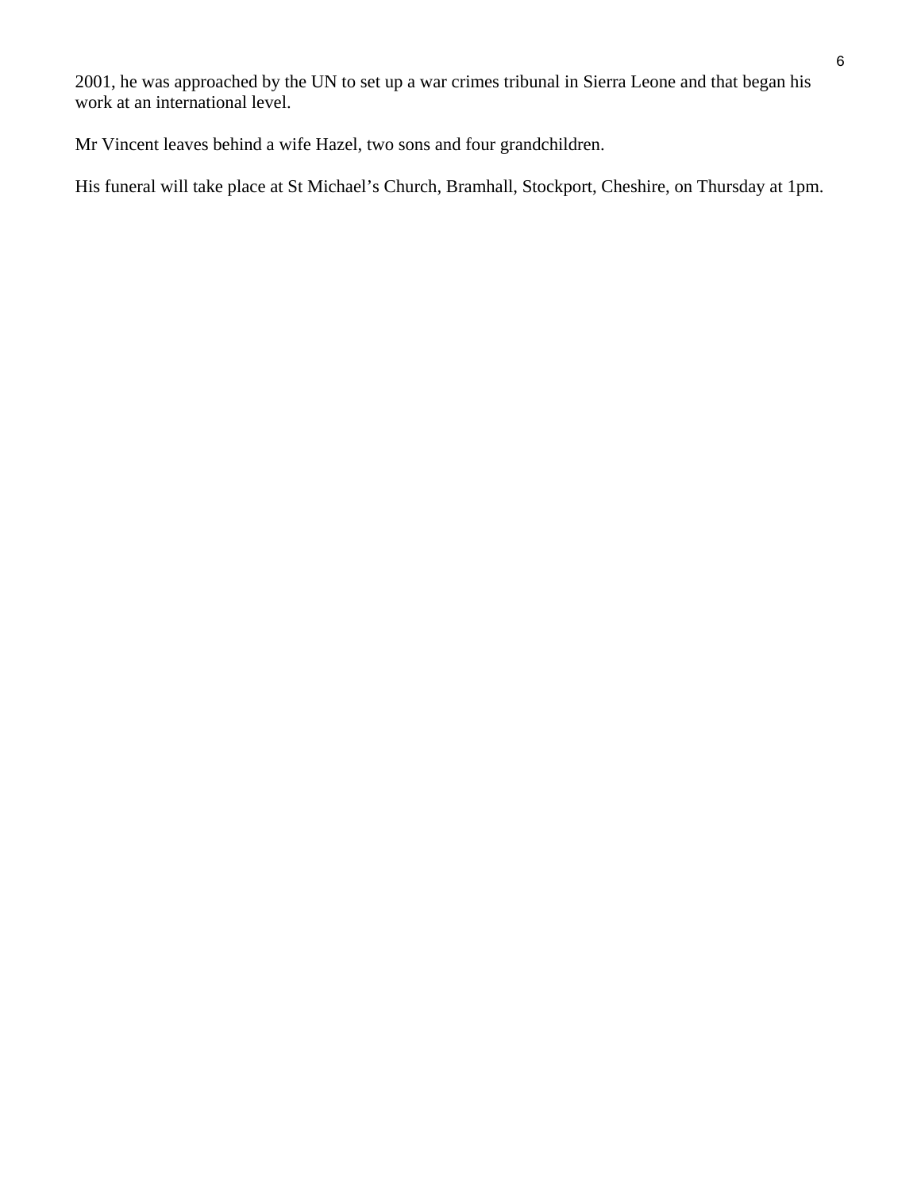2001, he was approached by the UN to set up a war crimes tribunal in Sierra Leone and that began his work at an international level.

Mr Vincent leaves behind a wife Hazel, two sons and four grandchildren.

His funeral will take place at St Michael's Church, Bramhall, Stockport, Cheshire, on Thursday at 1pm.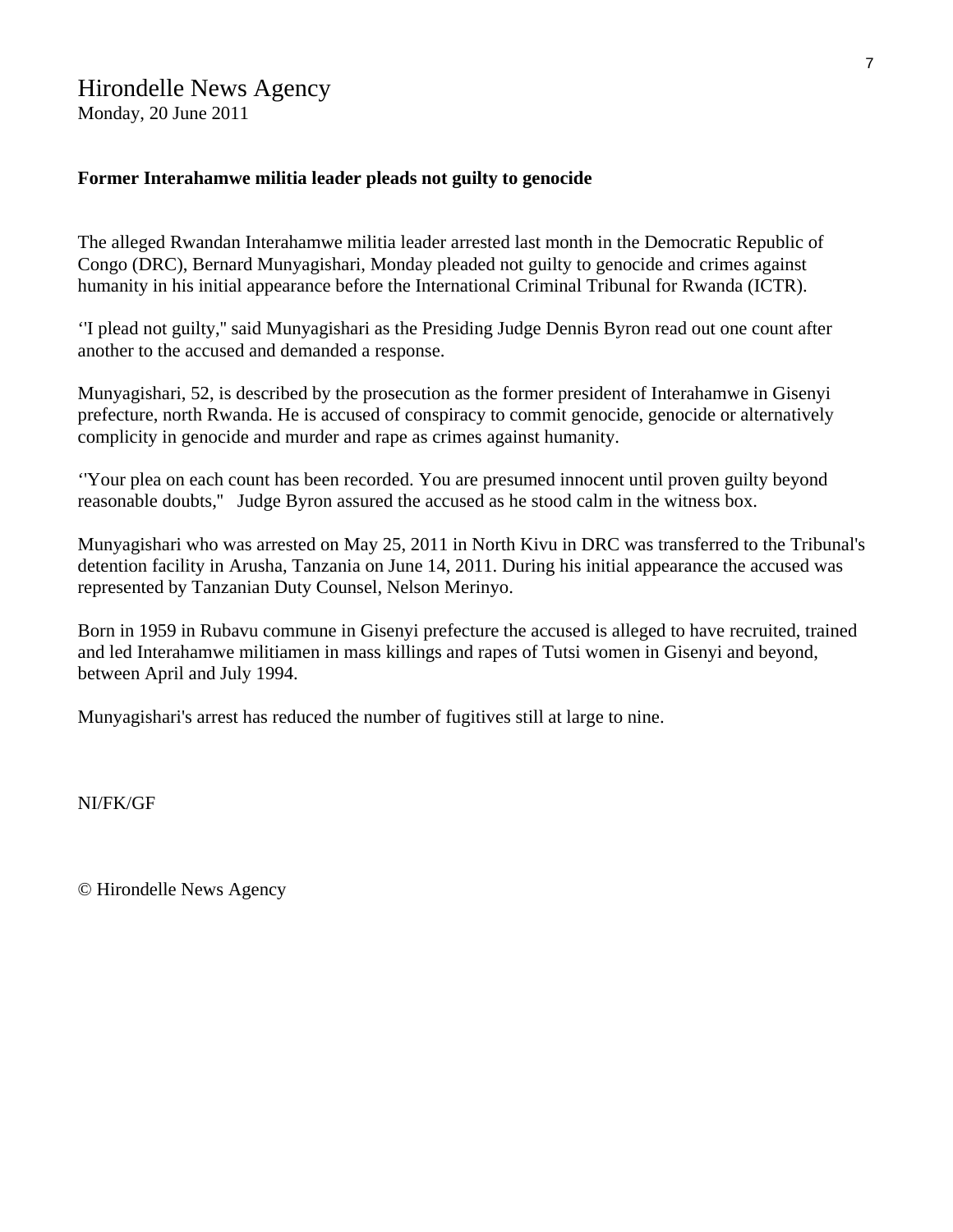Hirondelle News Agency
Monday, 20 June 2011

**Former Interahamwe militia leader pleads not guilty to genocide**

The alleged Rwandan Interahamwe militia leader arrested last month in the Democratic Republic of Congo (DRC), Bernard Munyagishari, Monday pleaded not guilty to genocide and crimes against humanity in his initial appearance before the International Criminal Tribunal for Rwanda (ICTR).

‘'I plead not guilty," said Munyagishari as the Presiding Judge Dennis Byron read out one count after another to the accused and demanded a response.

Munyagishari, 52, is described by the prosecution as the former president of Interahamwe in Gisenyi prefecture, north Rwanda. He is accused of conspiracy to commit genocide, genocide or alternatively complicity in genocide and murder and rape as crimes against humanity.

‘'Your plea on each count has been recorded. You are presumed innocent until proven guilty beyond reasonable doubts," Judge Byron assured the accused as he stood calm in the witness box.

Munyagishari who was arrested on May 25, 2011 in North Kivu in DRC was transferred to the Tribunal's detention facility in Arusha, Tanzania on June 14, 2011. During his initial appearance the accused was represented by Tanzanian Duty Counsel, Nelson Merinyo.

Born in 1959 in Rubavu commune in Gisenyi prefecture the accused is alleged to have recruited, trained and led Interahamwe militiamen in mass killings and rapes of Tutsi women in Gisenyi and beyond, between April and July 1994.

Munyagishari's arrest has reduced the number of fugitives still at large to nine.

NI/FK/GF

© Hirondelle News Agency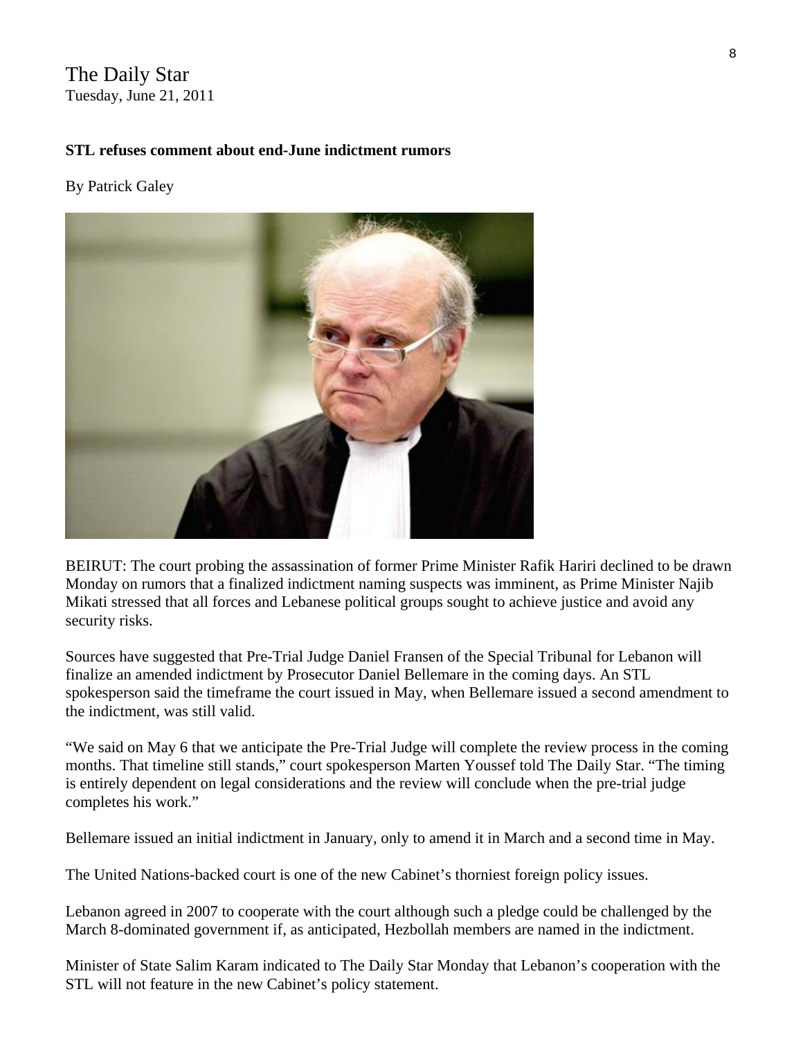The Daily Star
Tuesday, June 21, 2011

**STL refuses comment about end-June indictment rumors**

By Patrick Galey

BEIRUT: The court probing the assassination of former Prime Minister Rafik Hariri declined to be drawn Monday on rumors that a finalized indictment naming suspects was imminent, as Prime Minister Najib Mikati stressed that all forces and Lebanese political groups sought to achieve justice and avoid any security risks.

Sources have suggested that Pre-Trial Judge Daniel Fransen of the Special Tribunal for Lebanon will finalize an amended indictment by Prosecutor Daniel Bellemare in the coming days. An STL spokesperson said the timeframe the court issued in May, when Bellemare issued a second amendment to the indictment, was still valid.

"We said on May 6 that we anticipate the Pre-Trial Judge will complete the review process in the coming months. That timeline still stands," court spokesperson Marten Youssef told The Daily Star. "The timing is entirely dependent on legal considerations and the review will conclude when the pre-trial judge completes his work."

Bellemare issued an initial indictment in January, only to amend it in March and a second time in May.

The United Nations-backed court is one of the new Cabinet's thorniest foreign policy issues.

Lebanon agreed in 2007 to cooperate with the court although such a pledge could be challenged by the March 8-dominated government if, as anticipated, Hezbollah members are named in the indictment.

Minister of State Salim Karam indicated to The Daily Star Monday that Lebanon's cooperation with the STL will not feature in the new Cabinet's policy statement.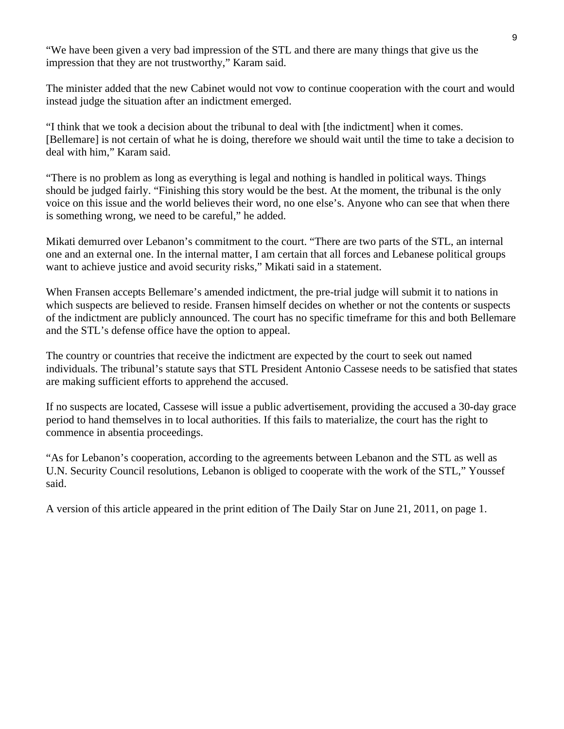"We have been given a very bad impression of the STL and there are many things that give us the impression that they are not trustworthy," Karam said.

The minister added that the new Cabinet would not vow to continue cooperation with the court and would instead judge the situation after an indictment emerged.

"I think that we took a decision about the tribunal to deal with [the indictment] when it comes. [Bellemare] is not certain of what he is doing, therefore we should wait until the time to take a decision to deal with him," Karam said.

"There is no problem as long as everything is legal and nothing is handled in political ways. Things should be judged fairly. "Finishing this story would be the best. At the moment, the tribunal is the only voice on this issue and the world believes their word, no one else's. Anyone who can see that when there is something wrong, we need to be careful," he added.

Mikati demurred over Lebanon's commitment to the court. "There are two parts of the STL, an internal one and an external one. In the internal matter, I am certain that all forces and Lebanese political groups want to achieve justice and avoid security risks," Mikati said in a statement.

When Fransen accepts Bellemare's amended indictment, the pre-trial judge will submit it to nations in which suspects are believed to reside. Fransen himself decides on whether or not the contents or suspects of the indictment are publicly announced. The court has no specific timeframe for this and both Bellemare and the STL's defense office have the option to appeal.

The country or countries that receive the indictment are expected by the court to seek out named individuals. The tribunal's statute says that STL President Antonio Cassese needs to be satisfied that states are making sufficient efforts to apprehend the accused.

If no suspects are located, Cassese will issue a public advertisement, providing the accused a 30-day grace period to hand themselves in to local authorities. If this fails to materialize, the court has the right to commence in absentia proceedings.

"As for Lebanon's cooperation, according to the agreements between Lebanon and the STL as well as U.N. Security Council resolutions, Lebanon is obliged to cooperate with the work of the STL," Youssef said.

A version of this article appeared in the print edition of The Daily Star on June 21, 2011, on page 1.